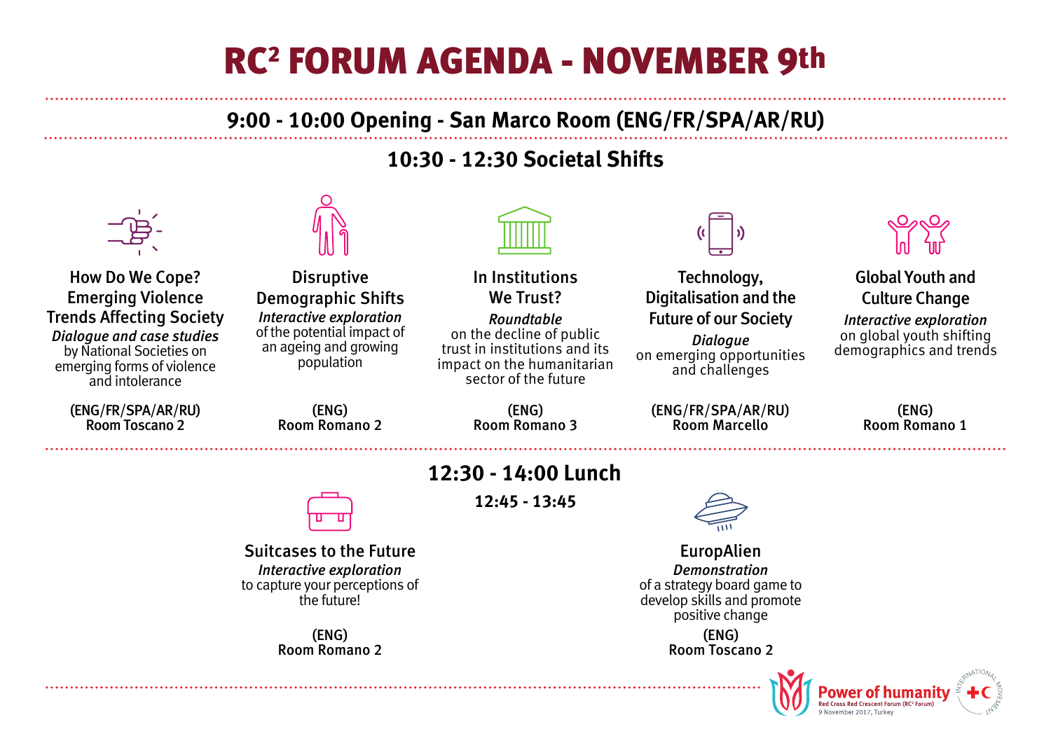# RC² FORUM AGENDA - NOVEMBER 9th

## 9:00 - 10:00 Opening - San Marco Room (ENG/FR/SPA/AR/RU)

## 10:30 - 12:30 Societal Shifts

### How Do We Cope? Emerging Violence Trends Affecting Society

***Dialogue and case studies***
by National Societies on emerging forms of violence and intolerance

**(ENG/FR/SPA/AR/RU)**
**Room Toscano 2**

### Disruptive Demographic Shifts

***Interactive exploration***
of the potential impact of an ageing and growing population

**(ENG)**
**Room Romano 2**

### In Institutions We Trust?

***Roundtable***
on the decline of public trust in institutions and its impact on the humanitarian sector of the future

**(ENG)**
**Room Romano 3**

### Technology, Digitalisation and the Future of our Society

***Dialogue***
on emerging opportunities and challenges

**(ENG/FR/SPA/AR/RU)**
**Room Marcello**

### Global Youth and Culture Change

***Interactive exploration***
on global youth shifting demographics and trends

**(ENG)**
**Room Romano 1**

## 12:30 - 14:00 Lunch

**12:45 - 13:45**

### Suitcases to the Future

***Interactive exploration***
to capture your perceptions of the future!

**(ENG)**
**Room Romano 2**

### EuropAlien

***Demonstration***
of a strategy board game to develop skills and promote positive change

**(ENG)**
**Room Toscano 2**

Power of humanity
Red Cross Red Crescent Forum (RC² Forum)
9 November 2017, Turkey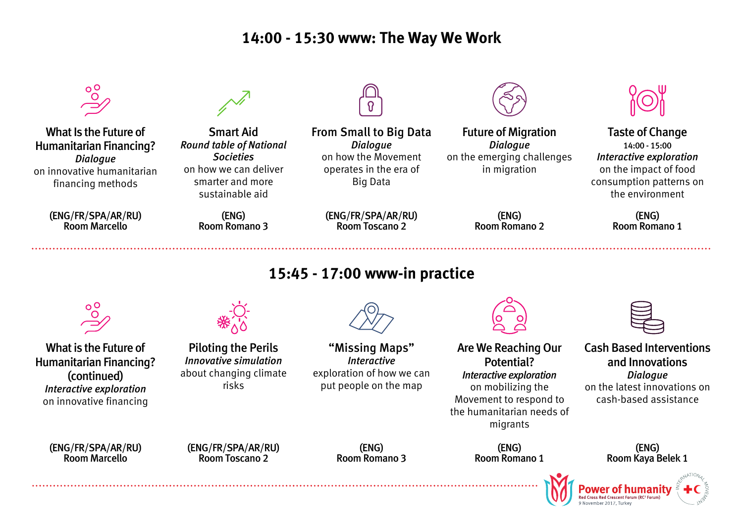## 14:00 - 15:30 www: The Way We Work

### What Is the Future of Humanitarian Financing?
***Dialogue***
on innovative humanitarian financing methods

(ENG/FR/SPA/AR/RU)
Room Marcello

### Smart Aid
***Round table of National Societies***
on how we can deliver smarter and more sustainable aid

(ENG)
Room Romano 3

### From Small to Big Data
***Dialogue***
on how the Movement operates in the era of Big Data

(ENG/FR/SPA/AR/RU)
Room Toscano 2

### Future of Migration
***Dialogue***
on the emerging challenges in migration

(ENG)
Room Romano 2

### Taste of Change
**14:00 - 15:00**
***Interactive exploration***
on the impact of food consumption patterns on the environment

(ENG)
Room Romano 1

## 15:45 - 17:00 www-in practice

### What is the Future of Humanitarian Financing? (continued)
***Interactive exploration***
on innovative financing

(ENG/FR/SPA/AR/RU)
Room Marcello

### Piloting the Perils
***Innovative simulation***
about changing climate risks

(ENG/FR/SPA/AR/RU)
Room Toscano 2

### "Missing Maps"
***Interactive***
exploration of how we can put people on the map

(ENG)
Room Romano 3

### Are We Reaching Our Potential?
***Interactive exploration***
on mobilizing the Movement to respond to the humanitarian needs of migrants

(ENG)
Room Romano 1

### Cash Based Interventions and Innovations
***Dialogue***
on the latest innovations on cash-based assistance

(ENG)
Room Kaya Belek 1

Power of humanity
Red Cross Red Crescent Forum (RC² Forum)
9 November 2017, Turkey